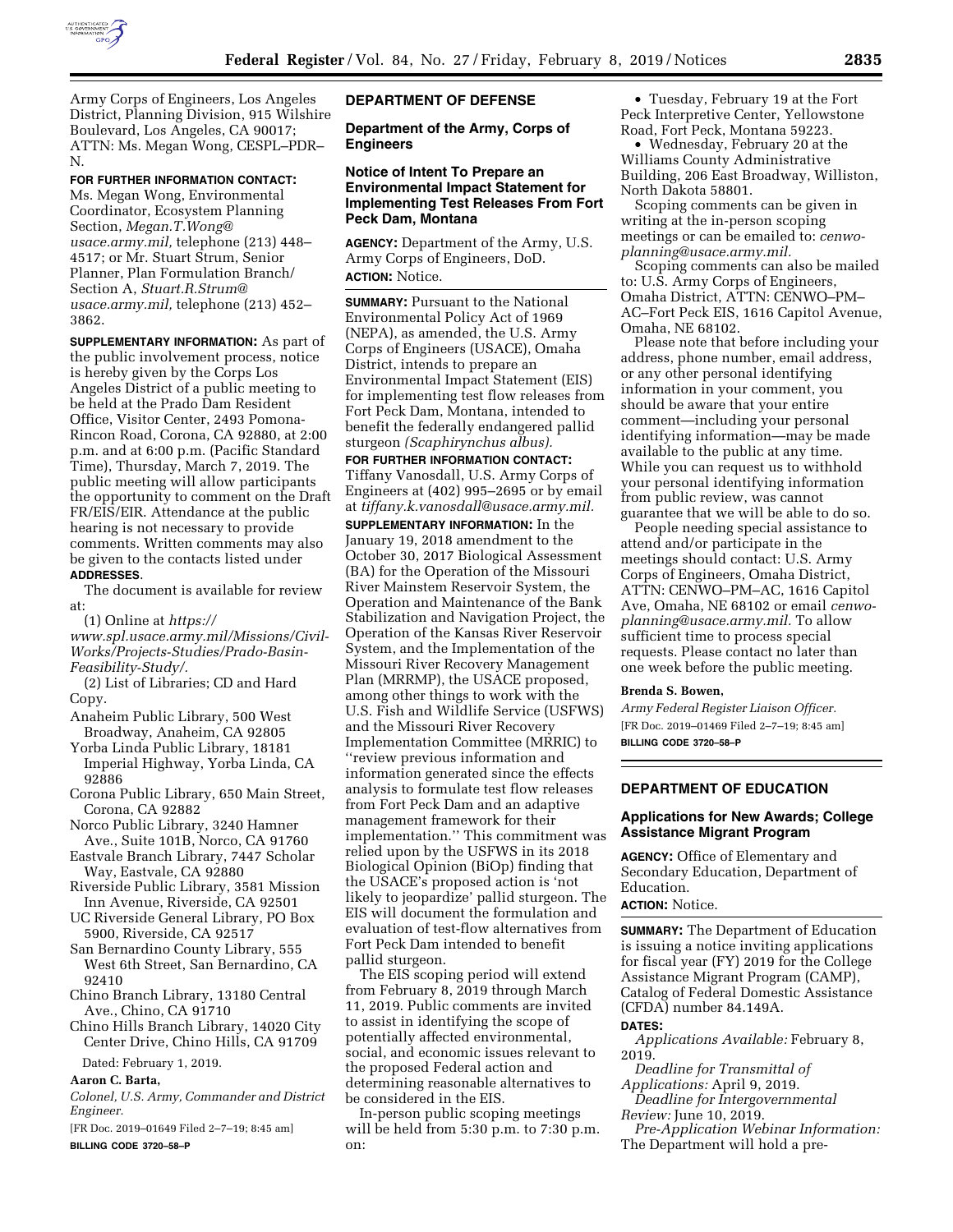Army Corps of Engineers, Los Angeles District, Planning Division, 915 Wilshire Boulevard, Los Angeles, CA 90017; ATTN: Ms. Megan Wong, CESPL–PDR–N.

**FOR FURTHER INFORMATION CONTACT:** Ms. Megan Wong, Environmental Coordinator, Ecosystem Planning Section, *Megan.T.Wong@usace.army.mil,* telephone (213) 448–4517; or Mr. Stuart Strum, Senior Planner, Plan Formulation Branch/Section A, *Stuart.R.Strum@usace.army.mil,* telephone (213) 452–3862.

**SUPPLEMENTARY INFORMATION:** As part of the public involvement process, notice is hereby given by the Corps Los Angeles District of a public meeting to be held at the Prado Dam Resident Office, Visitor Center, 2493 Pomona-Rincon Road, Corona, CA 92880, at 2:00 p.m. and at 6:00 p.m. (Pacific Standard Time), Thursday, March 7, 2019. The public meeting will allow participants the opportunity to comment on the Draft FR/EIS/EIR. Attendance at the public hearing is not necessary to provide comments. Written comments may also be given to the contacts listed under **ADDRESSES**.

The document is available for review at:

(1) Online at *https://www.spl.usace.army.mil/Missions/Civil-Works/Projects-Studies/Prado-Basin-Feasibility-Study/.*

(2) List of Libraries; CD and Hard Copy.

Anaheim Public Library, 500 West Broadway, Anaheim, CA 92805
Yorba Linda Public Library, 18181 Imperial Highway, Yorba Linda, CA 92886
Corona Public Library, 650 Main Street, Corona, CA 92882
Norco Public Library, 3240 Hamner Ave., Suite 101B, Norco, CA 91760
Eastvale Branch Library, 7447 Scholar Way, Eastvale, CA 92880
Riverside Public Library, 3581 Mission Inn Avenue, Riverside, CA 92501
UC Riverside General Library, PO Box 5900, Riverside, CA 92517
San Bernardino County Library, 555 West 6th Street, San Bernardino, CA 92410
Chino Branch Library, 13180 Central Ave., Chino, CA 91710
Chino Hills Branch Library, 14020 City Center Drive, Chino Hills, CA 91709

Dated: February 1, 2019.

**Aaron C. Barta,**

*Colonel, U.S. Army, Commander and District Engineer.*

[FR Doc. 2019–01649 Filed 2–7–19; 8:45 am]

**BILLING CODE 3720–58–P**

---

## DEPARTMENT OF DEFENSE

### Department of the Army, Corps of Engineers

### Notice of Intent To Prepare an Environmental Impact Statement for Implementing Test Releases From Fort Peck Dam, Montana

**AGENCY:** Department of the Army, U.S. Army Corps of Engineers, DoD.

**ACTION:** Notice.

**SUMMARY:** Pursuant to the National Environmental Policy Act of 1969 (NEPA), as amended, the U.S. Army Corps of Engineers (USACE), Omaha District, intends to prepare an Environmental Impact Statement (EIS) for implementing test flow releases from Fort Peck Dam, Montana, intended to benefit the federally endangered pallid sturgeon *(Scaphirynchus albus).*

**FOR FURTHER INFORMATION CONTACT:** Tiffany Vanosdall, U.S. Army Corps of Engineers at (402) 995–2695 or by email at *tiffany.k.vanosdall@usace.army.mil.*

**SUPPLEMENTARY INFORMATION:** In the January 19, 2018 amendment to the October 30, 2017 Biological Assessment (BA) for the Operation of the Missouri River Mainstem Reservoir System, the Operation and Maintenance of the Bank Stabilization and Navigation Project, the Operation of the Kansas River Reservoir System, and the Implementation of the Missouri River Recovery Management Plan (MRRMP), the USACE proposed, among other things to work with the U.S. Fish and Wildlife Service (USFWS) and the Missouri River Recovery Implementation Committee (MRRIC) to ''review previous information and information generated since the effects analysis to formulate test flow releases from Fort Peck Dam and an adaptive management framework for their implementation.'' This commitment was relied upon by the USFWS in its 2018 Biological Opinion (BiOp) finding that the USACE's proposed action is 'not likely to jeopardize' pallid sturgeon. The EIS will document the formulation and evaluation of test-flow alternatives from Fort Peck Dam intended to benefit pallid sturgeon.

The EIS scoping period will extend from February 8, 2019 through March 11, 2019. Public comments are invited to assist in identifying the scope of potentially affected environmental, social, and economic issues relevant to the proposed Federal action and determining reasonable alternatives to be considered in the EIS.

In-person public scoping meetings will be held from 5:30 p.m. to 7:30 p.m. on:

- Tuesday, February 19 at the Fort Peck Interpretive Center, Yellowstone Road, Fort Peck, Montana 59223.
- Wednesday, February 20 at the Williams County Administrative Building, 206 East Broadway, Williston, North Dakota 58801.

Scoping comments can be given in writing at the in-person scoping meetings or can be emailed to: *cenwo-planning@usace.army.mil.*

Scoping comments can also be mailed to: U.S. Army Corps of Engineers, Omaha District, ATTN: CENWO–PM–AC–Fort Peck EIS, 1616 Capitol Avenue, Omaha, NE 68102.

Please note that before including your address, phone number, email address, or any other personal identifying information in your comment, you should be aware that your entire comment—including your personal identifying information—may be made available to the public at any time. While you can request us to withhold your personal identifying information from public review, was cannot guarantee that we will be able to do so.

People needing special assistance to attend and/or participate in the meetings should contact: U.S. Army Corps of Engineers, Omaha District, ATTN: CENWO–PM–AC, 1616 Capitol Ave, Omaha, NE 68102 or email *cenwo-planning@usace.army.mil.* To allow sufficient time to process special requests. Please contact no later than one week before the public meeting.

**Brenda S. Bowen,**

*Army Federal Register Liaison Officer.*

[FR Doc. 2019–01469 Filed 2–7–19; 8:45 am]

**BILLING CODE 3720–58–P**

---

## DEPARTMENT OF EDUCATION

### Applications for New Awards; College Assistance Migrant Program

**AGENCY:** Office of Elementary and Secondary Education, Department of Education.

**ACTION:** Notice.

**SUMMARY:** The Department of Education is issuing a notice inviting applications for fiscal year (FY) 2019 for the College Assistance Migrant Program (CAMP), Catalog of Federal Domestic Assistance (CFDA) number 84.149A.

**DATES:**

*Applications Available:* February 8, 2019.

*Deadline for Transmittal of Applications:* April 9, 2019.

*Deadline for Intergovernmental Review:* June 10, 2019.

*Pre-Application Webinar Information:* The Department will hold a pre-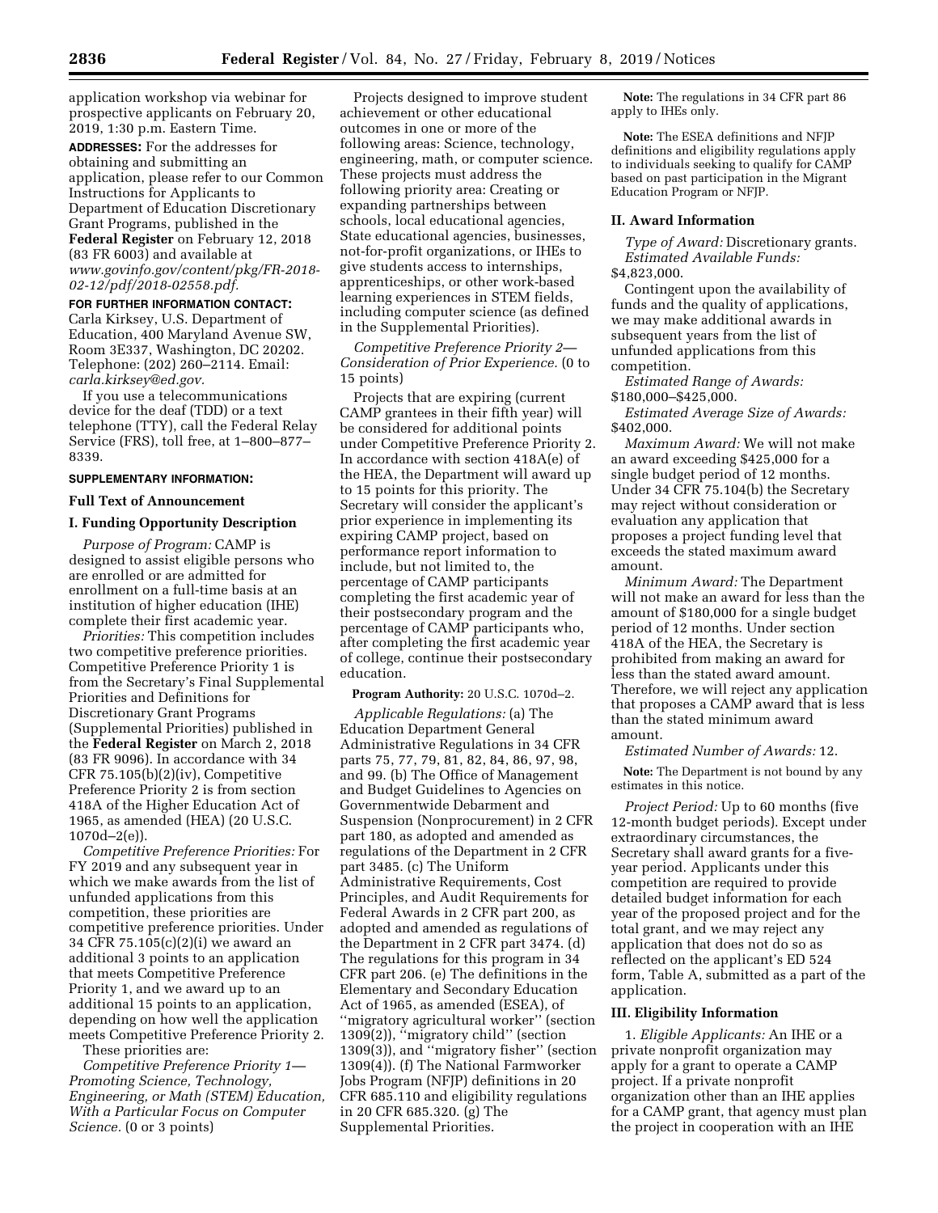application workshop via webinar for prospective applicants on February 20, 2019, 1:30 p.m. Eastern Time.

**ADDRESSES:** For the addresses for obtaining and submitting an application, please refer to our Common Instructions for Applicants to Department of Education Discretionary Grant Programs, published in the **Federal Register** on February 12, 2018 (83 FR 6003) and available at *www.govinfo.gov/content/pkg/FR-2018-02-12/pdf/2018-02558.pdf.*

**FOR FURTHER INFORMATION CONTACT:** Carla Kirksey, U.S. Department of Education, 400 Maryland Avenue SW, Room 3E337, Washington, DC 20202. Telephone: (202) 260–2114. Email: *carla.kirksey@ed.gov.*

If you use a telecommunications device for the deaf (TDD) or a text telephone (TTY), call the Federal Relay Service (FRS), toll free, at 1–800–877–8339.

**SUPPLEMENTARY INFORMATION:**

## Full Text of Announcement

## I. Funding Opportunity Description

*Purpose of Program:* CAMP is designed to assist eligible persons who are enrolled or are admitted for enrollment on a full-time basis at an institution of higher education (IHE) complete their first academic year.

*Priorities:* This competition includes two competitive preference priorities. Competitive Preference Priority 1 is from the Secretary's Final Supplemental Priorities and Definitions for Discretionary Grant Programs (Supplemental Priorities) published in the **Federal Register** on March 2, 2018 (83 FR 9096). In accordance with 34 CFR 75.105(b)(2)(iv), Competitive Preference Priority 2 is from section 418A of the Higher Education Act of 1965, as amended (HEA) (20 U.S.C. 1070d–2(e)).

*Competitive Preference Priorities:* For FY 2019 and any subsequent year in which we make awards from the list of unfunded applications from this competition, these priorities are competitive preference priorities. Under 34 CFR 75.105(c)(2)(i) we award an additional 3 points to an application that meets Competitive Preference Priority 1, and we award up to an additional 15 points to an application, depending on how well the application meets Competitive Preference Priority 2.

These priorities are:

*Competitive Preference Priority 1—Promoting Science, Technology, Engineering, or Math (STEM) Education, With a Particular Focus on Computer Science.* (0 or 3 points)

Projects designed to improve student achievement or other educational outcomes in one or more of the following areas: Science, technology, engineering, math, or computer science. These projects must address the following priority area: Creating or expanding partnerships between schools, local educational agencies, State educational agencies, businesses, not-for-profit organizations, or IHEs to give students access to internships, apprenticeships, or other work-based learning experiences in STEM fields, including computer science (as defined in the Supplemental Priorities).

*Competitive Preference Priority 2—Consideration of Prior Experience.* (0 to 15 points)

Projects that are expiring (current CAMP grantees in their fifth year) will be considered for additional points under Competitive Preference Priority 2. In accordance with section 418A(e) of the HEA, the Department will award up to 15 points for this priority. The Secretary will consider the applicant's prior experience in implementing its expiring CAMP project, based on performance report information to include, but not limited to, the percentage of CAMP participants completing the first academic year of their postsecondary program and the percentage of CAMP participants who, after completing the first academic year of college, continue their postsecondary education.

**Program Authority:** 20 U.S.C. 1070d–2.

*Applicable Regulations:* (a) The Education Department General Administrative Regulations in 34 CFR parts 75, 77, 79, 81, 82, 84, 86, 97, 98, and 99. (b) The Office of Management and Budget Guidelines to Agencies on Governmentwide Debarment and Suspension (Nonprocurement) in 2 CFR part 180, as adopted and amended as regulations of the Department in 2 CFR part 3485. (c) The Uniform Administrative Requirements, Cost Principles, and Audit Requirements for Federal Awards in 2 CFR part 200, as adopted and amended as regulations of the Department in 2 CFR part 3474. (d) The regulations for this program in 34 CFR part 206. (e) The definitions in the Elementary and Secondary Education Act of 1965, as amended (ESEA), of ''migratory agricultural worker'' (section 1309(2)), ''migratory child'' (section 1309(3)), and ''migratory fisher'' (section 1309(4)). (f) The National Farmworker Jobs Program (NFJP) definitions in 20 CFR 685.110 and eligibility regulations in 20 CFR 685.320. (g) The Supplemental Priorities.

**Note:** The regulations in 34 CFR part 86 apply to IHEs only.

**Note:** The ESEA definitions and NFJP definitions and eligibility regulations apply to individuals seeking to qualify for CAMP based on past participation in the Migrant Education Program or NFJP.

## II. Award Information

*Type of Award:* Discretionary grants.

*Estimated Available Funds:* $4,823,000.

Contingent upon the availability of funds and the quality of applications, we may make additional awards in subsequent years from the list of unfunded applications from this competition.

*Estimated Range of Awards:* $180,000–$425,000.

*Estimated Average Size of Awards:* $402,000.

*Maximum Award:* We will not make an award exceeding $425,000 for a single budget period of 12 months. Under 34 CFR 75.104(b) the Secretary may reject without consideration or evaluation any application that proposes a project funding level that exceeds the stated maximum award amount.

*Minimum Award:* The Department will not make an award for less than the amount of $180,000 for a single budget period of 12 months. Under section 418A of the HEA, the Secretary is prohibited from making an award for less than the stated award amount. Therefore, we will reject any application that proposes a CAMP award that is less than the stated minimum award amount.

*Estimated Number of Awards:* 12.

**Note:** The Department is not bound by any estimates in this notice.

*Project Period:* Up to 60 months (five 12-month budget periods). Except under extraordinary circumstances, the Secretary shall award grants for a five-year period. Applicants under this competition are required to provide detailed budget information for each year of the proposed project and for the total grant, and we may reject any application that does not do so as reflected on the applicant's ED 524 form, Table A, submitted as a part of the application.

## III. Eligibility Information

1. *Eligible Applicants:* An IHE or a private nonprofit organization may apply for a grant to operate a CAMP project. If a private nonprofit organization other than an IHE applies for a CAMP grant, that agency must plan the project in cooperation with an IHE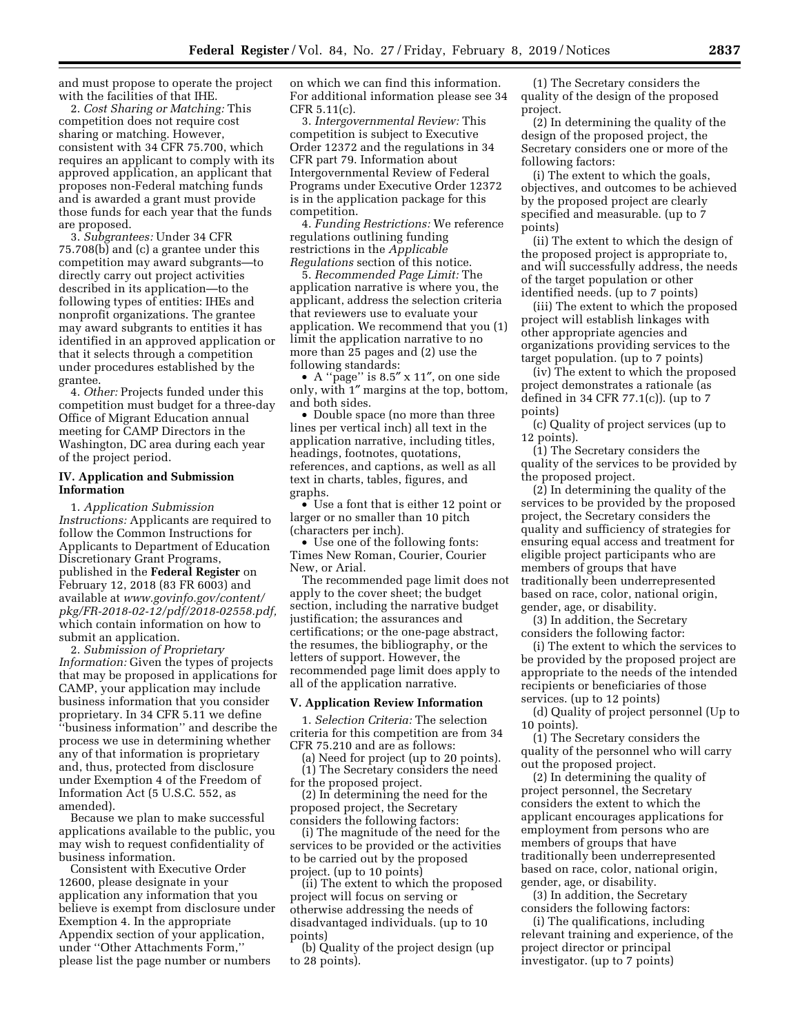and must propose to operate the project with the facilities of that IHE.

2. *Cost Sharing or Matching:* This competition does not require cost sharing or matching. However, consistent with 34 CFR 75.700, which requires an applicant to comply with its approved application, an applicant that proposes non-Federal matching funds and is awarded a grant must provide those funds for each year that the funds are proposed.

3. *Subgrantees:* Under 34 CFR 75.708(b) and (c) a grantee under this competition may award subgrants—to directly carry out project activities described in its application—to the following types of entities: IHEs and nonprofit organizations. The grantee may award subgrants to entities it has identified in an approved application or that it selects through a competition under procedures established by the grantee.

4. *Other:* Projects funded under this competition must budget for a three-day Office of Migrant Education annual meeting for CAMP Directors in the Washington, DC area during each year of the project period.

## IV. Application and Submission Information

1. *Application Submission Instructions:* Applicants are required to follow the Common Instructions for Applicants to Department of Education Discretionary Grant Programs, published in the **Federal Register** on February 12, 2018 (83 FR 6003) and available at *www.govinfo.gov/content/pkg/FR-2018-02-12/pdf/2018-02558.pdf,* which contain information on how to submit an application.

2. *Submission of Proprietary Information:* Given the types of projects that may be proposed in applications for CAMP, your application may include business information that you consider proprietary. In 34 CFR 5.11 we define "business information" and describe the process we use in determining whether any of that information is proprietary and, thus, protected from disclosure under Exemption 4 of the Freedom of Information Act (5 U.S.C. 552, as amended).

Because we plan to make successful applications available to the public, you may wish to request confidentiality of business information.

Consistent with Executive Order 12600, please designate in your application any information that you believe is exempt from disclosure under Exemption 4. In the appropriate Appendix section of your application, under "Other Attachments Form," please list the page number or numbers on which we can find this information. For additional information please see 34 CFR 5.11(c).

3. *Intergovernmental Review:* This competition is subject to Executive Order 12372 and the regulations in 34 CFR part 79. Information about Intergovernmental Review of Federal Programs under Executive Order 12372 is in the application package for this competition.

4. *Funding Restrictions:* We reference regulations outlining funding restrictions in the *Applicable Regulations* section of this notice.

5. *Recommended Page Limit:* The application narrative is where you, the applicant, address the selection criteria that reviewers use to evaluate your application. We recommend that you (1) limit the application narrative to no more than 25 pages and (2) use the following standards:

- A "page" is 8.5″ x 11″, on one side only, with 1″ margins at the top, bottom, and both sides.
- Double space (no more than three lines per vertical inch) all text in the application narrative, including titles, headings, footnotes, quotations, references, and captions, as well as all text in charts, tables, figures, and graphs.
- Use a font that is either 12 point or larger or no smaller than 10 pitch (characters per inch).
- Use one of the following fonts: Times New Roman, Courier, Courier New, or Arial.

The recommended page limit does not apply to the cover sheet; the budget section, including the narrative budget justification; the assurances and certifications; or the one-page abstract, the resumes, the bibliography, or the letters of support. However, the recommended page limit does apply to all of the application narrative.

## V. Application Review Information

1. *Selection Criteria:* The selection criteria for this competition are from 34 CFR 75.210 and are as follows:

(a) Need for project (up to 20 points).

(1) The Secretary considers the need for the proposed project.

(2) In determining the need for the proposed project, the Secretary considers the following factors:

(i) The magnitude of the need for the services to be provided or the activities to be carried out by the proposed project. (up to 10 points)

(ii) The extent to which the proposed project will focus on serving or otherwise addressing the needs of disadvantaged individuals. (up to 10 points)

(b) Quality of the project design (up to 28 points).

(1) The Secretary considers the quality of the design of the proposed project.

(2) In determining the quality of the design of the proposed project, the Secretary considers one or more of the following factors:

(i) The extent to which the goals, objectives, and outcomes to be achieved by the proposed project are clearly specified and measurable. (up to 7 points)

(ii) The extent to which the design of the proposed project is appropriate to, and will successfully address, the needs of the target population or other identified needs. (up to 7 points)

(iii) The extent to which the proposed project will establish linkages with other appropriate agencies and organizations providing services to the target population. (up to 7 points)

(iv) The extent to which the proposed project demonstrates a rationale (as defined in 34 CFR 77.1(c)). (up to 7 points)

(c) Quality of project services (up to 12 points).

(1) The Secretary considers the quality of the services to be provided by the proposed project.

(2) In determining the quality of the services to be provided by the proposed project, the Secretary considers the quality and sufficiency of strategies for ensuring equal access and treatment for eligible project participants who are members of groups that have traditionally been underrepresented based on race, color, national origin, gender, age, or disability.

(3) In addition, the Secretary considers the following factor:

(i) The extent to which the services to be provided by the proposed project are appropriate to the needs of the intended recipients or beneficiaries of those services. (up to 12 points)

(d) Quality of project personnel (Up to 10 points).

(1) The Secretary considers the quality of the personnel who will carry out the proposed project.

(2) In determining the quality of project personnel, the Secretary considers the extent to which the applicant encourages applications for employment from persons who are members of groups that have traditionally been underrepresented based on race, color, national origin, gender, age, or disability.

(3) In addition, the Secretary considers the following factors:

(i) The qualifications, including relevant training and experience, of the project director or principal investigator. (up to 7 points)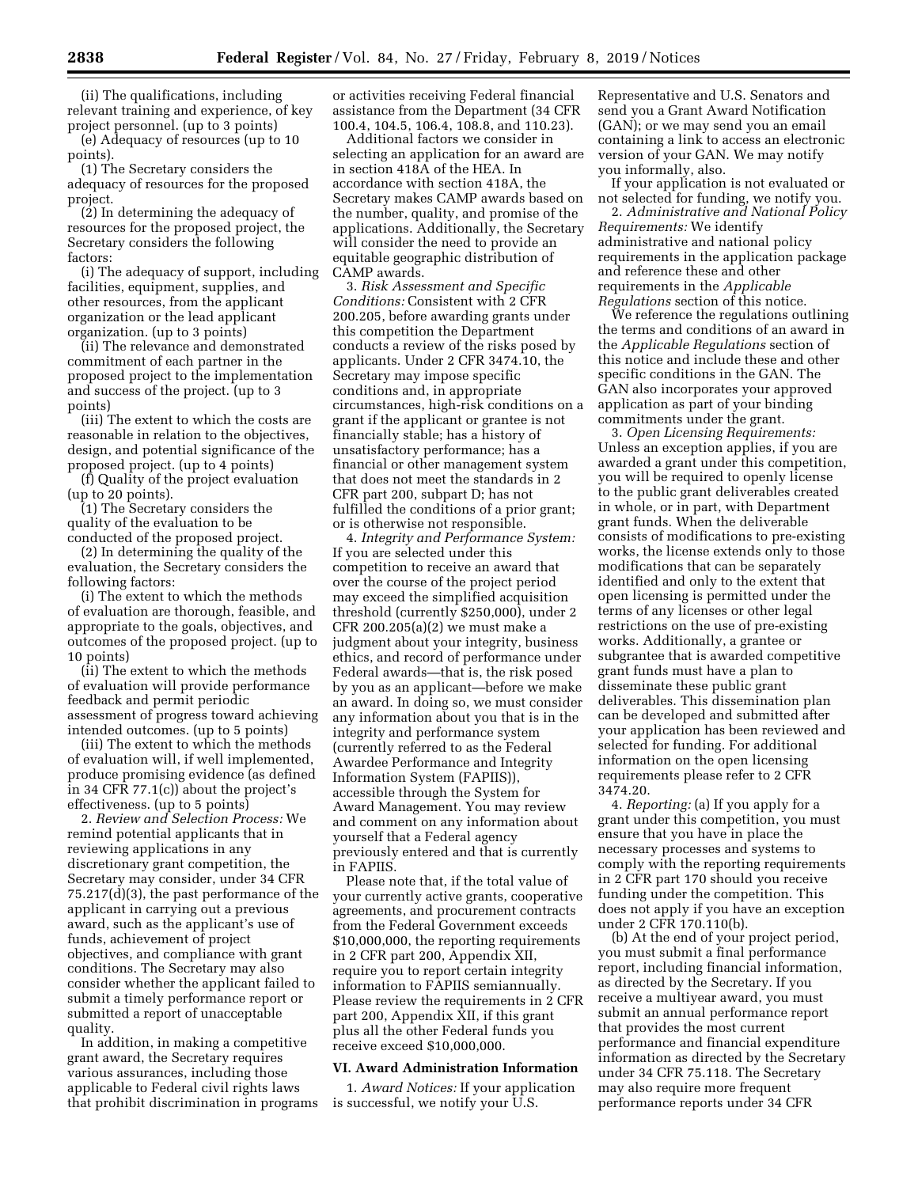(ii) The qualifications, including relevant training and experience, of key project personnel. (up to 3 points)

(e) Adequacy of resources (up to 10 points).

(1) The Secretary considers the adequacy of resources for the proposed project.

(2) In determining the adequacy of resources for the proposed project, the Secretary considers the following factors:

(i) The adequacy of support, including facilities, equipment, supplies, and other resources, from the applicant organization or the lead applicant organization. (up to 3 points)

(ii) The relevance and demonstrated commitment of each partner in the proposed project to the implementation and success of the project. (up to 3 points)

(iii) The extent to which the costs are reasonable in relation to the objectives, design, and potential significance of the proposed project. (up to 4 points)

(f) Quality of the project evaluation (up to 20 points).

(1) The Secretary considers the quality of the evaluation to be conducted of the proposed project.

(2) In determining the quality of the evaluation, the Secretary considers the following factors:

(i) The extent to which the methods of evaluation are thorough, feasible, and appropriate to the goals, objectives, and outcomes of the proposed project. (up to 10 points)

(ii) The extent to which the methods of evaluation will provide performance feedback and permit periodic assessment of progress toward achieving intended outcomes. (up to 5 points)

(iii) The extent to which the methods of evaluation will, if well implemented, produce promising evidence (as defined in 34 CFR 77.1(c)) about the project's effectiveness. (up to 5 points)

2. *Review and Selection Process:* We remind potential applicants that in reviewing applications in any discretionary grant competition, the Secretary may consider, under 34 CFR 75.217(d)(3), the past performance of the applicant in carrying out a previous award, such as the applicant's use of funds, achievement of project objectives, and compliance with grant conditions. The Secretary may also consider whether the applicant failed to submit a timely performance report or submitted a report of unacceptable quality.

In addition, in making a competitive grant award, the Secretary requires various assurances, including those applicable to Federal civil rights laws that prohibit discrimination in programs or activities receiving Federal financial assistance from the Department (34 CFR 100.4, 104.5, 106.4, 108.8, and 110.23).

Additional factors we consider in selecting an application for an award are in section 418A of the HEA. In accordance with section 418A, the Secretary makes CAMP awards based on the number, quality, and promise of the applications. Additionally, the Secretary will consider the need to provide an equitable geographic distribution of CAMP awards.

3. *Risk Assessment and Specific Conditions:* Consistent with 2 CFR 200.205, before awarding grants under this competition the Department conducts a review of the risks posed by applicants. Under 2 CFR 3474.10, the Secretary may impose specific conditions and, in appropriate circumstances, high-risk conditions on a grant if the applicant or grantee is not financially stable; has a history of unsatisfactory performance; has a financial or other management system that does not meet the standards in 2 CFR part 200, subpart D; has not fulfilled the conditions of a prior grant; or is otherwise not responsible.

4. *Integrity and Performance System:* If you are selected under this competition to receive an award that over the course of the project period may exceed the simplified acquisition threshold (currently $250,000), under 2 CFR 200.205(a)(2) we must make a judgment about your integrity, business ethics, and record of performance under Federal awards—that is, the risk posed by you as an applicant—before we make an award. In doing so, we must consider any information about you that is in the integrity and performance system (currently referred to as the Federal Awardee Performance and Integrity Information System (FAPIIS)), accessible through the System for Award Management. You may review and comment on any information about yourself that a Federal agency previously entered and that is currently in FAPIIS.

Please note that, if the total value of your currently active grants, cooperative agreements, and procurement contracts from the Federal Government exceeds $10,000,000, the reporting requirements in 2 CFR part 200, Appendix XII, require you to report certain integrity information to FAPIIS semiannually. Please review the requirements in 2 CFR part 200, Appendix XII, if this grant plus all the other Federal funds you receive exceed $10,000,000.

## VI. Award Administration Information

1. *Award Notices:* If your application is successful, we notify your U.S. Representative and U.S. Senators and send you a Grant Award Notification (GAN); or we may send you an email containing a link to access an electronic version of your GAN. We may notify you informally, also.

If your application is not evaluated or not selected for funding, we notify you.

2. *Administrative and National Policy Requirements:* We identify administrative and national policy requirements in the application package and reference these and other requirements in the *Applicable Regulations* section of this notice.

We reference the regulations outlining the terms and conditions of an award in the *Applicable Regulations* section of this notice and include these and other specific conditions in the GAN. The GAN also incorporates your approved application as part of your binding commitments under the grant.

3. *Open Licensing Requirements:* Unless an exception applies, if you are awarded a grant under this competition, you will be required to openly license to the public grant deliverables created in whole, or in part, with Department grant funds. When the deliverable consists of modifications to pre-existing works, the license extends only to those modifications that can be separately identified and only to the extent that open licensing is permitted under the terms of any licenses or other legal restrictions on the use of pre-existing works. Additionally, a grantee or subgrantee that is awarded competitive grant funds must have a plan to disseminate these public grant deliverables. This dissemination plan can be developed and submitted after your application has been reviewed and selected for funding. For additional information on the open licensing requirements please refer to 2 CFR 3474.20.

4. *Reporting:* (a) If you apply for a grant under this competition, you must ensure that you have in place the necessary processes and systems to comply with the reporting requirements in 2 CFR part 170 should you receive funding under the competition. This does not apply if you have an exception under 2 CFR 170.110(b).

(b) At the end of your project period, you must submit a final performance report, including financial information, as directed by the Secretary. If you receive a multiyear award, you must submit an annual performance report that provides the most current performance and financial expenditure information as directed by the Secretary under 34 CFR 75.118. The Secretary may also require more frequent performance reports under 34 CFR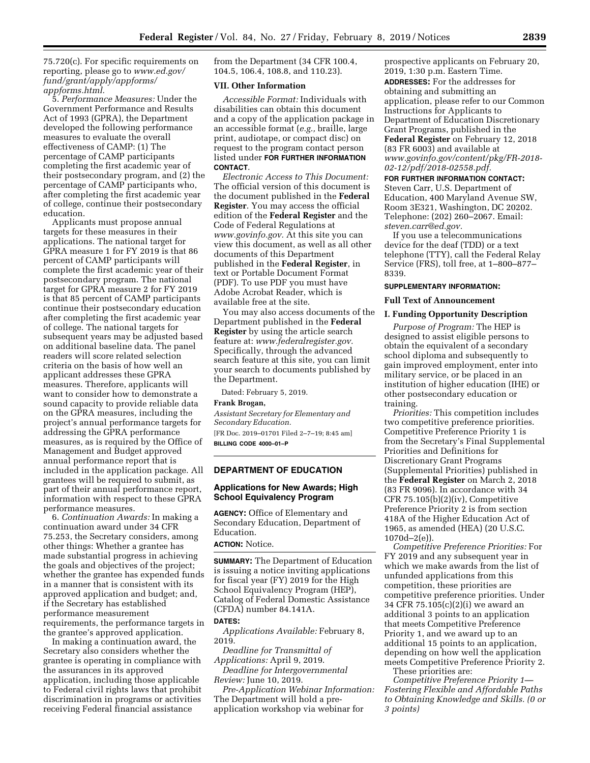75.720(c). For specific requirements on reporting, please go to *www.ed.gov/fund/grant/apply/appforms/appforms.html.*

5. *Performance Measures:* Under the Government Performance and Results Act of 1993 (GPRA), the Department developed the following performance measures to evaluate the overall effectiveness of CAMP: (1) The percentage of CAMP participants completing the first academic year of their postsecondary program, and (2) the percentage of CAMP participants who, after completing the first academic year of college, continue their postsecondary education.

Applicants must propose annual targets for these measures in their applications. The national target for GPRA measure 1 for FY 2019 is that 86 percent of CAMP participants will complete the first academic year of their postsecondary program. The national target for GPRA measure 2 for FY 2019 is that 85 percent of CAMP participants continue their postsecondary education after completing the first academic year of college. The national targets for subsequent years may be adjusted based on additional baseline data. The panel readers will score related selection criteria on the basis of how well an applicant addresses these GPRA measures. Therefore, applicants will want to consider how to demonstrate a sound capacity to provide reliable data on the GPRA measures, including the project's annual performance targets for addressing the GPRA performance measures, as is required by the Office of Management and Budget approved annual performance report that is included in the application package. All grantees will be required to submit, as part of their annual performance report, information with respect to these GPRA performance measures.

6. *Continuation Awards:* In making a continuation award under 34 CFR 75.253, the Secretary considers, among other things: Whether a grantee has made substantial progress in achieving the goals and objectives of the project; whether the grantee has expended funds in a manner that is consistent with its approved application and budget; and, if the Secretary has established performance measurement requirements, the performance targets in the grantee's approved application.

In making a continuation award, the Secretary also considers whether the grantee is operating in compliance with the assurances in its approved application, including those applicable to Federal civil rights laws that prohibit discrimination in programs or activities receiving Federal financial assistance from the Department (34 CFR 100.4, 104.5, 106.4, 108.8, and 110.23).

## VII. Other Information

*Accessible Format:* Individuals with disabilities can obtain this document and a copy of the application package in an accessible format (*e.g.,* braille, large print, audiotape, or compact disc) on request to the program contact person listed under **FOR FURTHER INFORMATION CONTACT**.

*Electronic Access to This Document:* The official version of this document is the document published in the **Federal Register**. You may access the official edition of the **Federal Register** and the Code of Federal Regulations at *www.govinfo.gov.* At this site you can view this document, as well as all other documents of this Department published in the **Federal Register**, in text or Portable Document Format (PDF). To use PDF you must have Adobe Acrobat Reader, which is available free at the site.

You may also access documents of the Department published in the **Federal Register** by using the article search feature at: *www.federalregister.gov.* Specifically, through the advanced search feature at this site, you can limit your search to documents published by the Department.

Dated: February 5, 2019.

**Frank Brogan,**

*Assistant Secretary for Elementary and Secondary Education.*

[FR Doc. 2019–01701 Filed 2–7–19; 8:45 am]

**BILLING CODE 4000–01–P**

---

## DEPARTMENT OF EDUCATION

### Applications for New Awards; High School Equivalency Program

**AGENCY:** Office of Elementary and Secondary Education, Department of Education.

**ACTION:** Notice.

**SUMMARY:** The Department of Education is issuing a notice inviting applications for fiscal year (FY) 2019 for the High School Equivalency Program (HEP), Catalog of Federal Domestic Assistance (CFDA) number 84.141A.

**DATES:**

*Applications Available:* February 8, 2019.

*Deadline for Transmittal of Applications:* April 9, 2019.

*Deadline for Intergovernmental Review:* June 10, 2019.

*Pre-Application Webinar Information:* The Department will hold a pre-application workshop via webinar for prospective applicants on February 20, 2019, 1:30 p.m. Eastern Time.

**ADDRESSES:** For the addresses for obtaining and submitting an application, please refer to our Common Instructions for Applicants to Department of Education Discretionary Grant Programs, published in the **Federal Register** on February 12, 2018 (83 FR 6003) and available at *www.govinfo.gov/content/pkg/FR-2018-02-12/pdf/2018-02558.pdf.*

**FOR FURTHER INFORMATION CONTACT:** Steven Carr, U.S. Department of Education, 400 Maryland Avenue SW, Room 3E321, Washington, DC 20202. Telephone: (202) 260–2067. Email: *steven.carr@ed.gov.*

If you use a telecommunications device for the deaf (TDD) or a text telephone (TTY), call the Federal Relay Service (FRS), toll free, at 1–800–877–8339.

**SUPPLEMENTARY INFORMATION:**

**Full Text of Announcement**

## I. Funding Opportunity Description

*Purpose of Program:* The HEP is designed to assist eligible persons to obtain the equivalent of a secondary school diploma and subsequently to gain improved employment, enter into military service, or be placed in an institution of higher education (IHE) or other postsecondary education or training.

*Priorities:* This competition includes two competitive preference priorities. Competitive Preference Priority 1 is from the Secretary's Final Supplemental Priorities and Definitions for Discretionary Grant Programs (Supplemental Priorities) published in the **Federal Register** on March 2, 2018 (83 FR 9096). In accordance with 34 CFR 75.105(b)(2)(iv), Competitive Preference Priority 2 is from section 418A of the Higher Education Act of 1965, as amended (HEA) (20 U.S.C. 1070d–2(e)).

*Competitive Preference Priorities:* For FY 2019 and any subsequent year in which we make awards from the list of unfunded applications from this competition, these priorities are competitive preference priorities. Under 34 CFR 75.105(c)(2)(i) we award an additional 3 points to an application that meets Competitive Preference Priority 1, and we award up to an additional 15 points to an application, depending on how well the application meets Competitive Preference Priority 2.

These priorities are:

*Competitive Preference Priority 1—Fostering Flexible and Affordable Paths to Obtaining Knowledge and Skills. (0 or 3 points)*